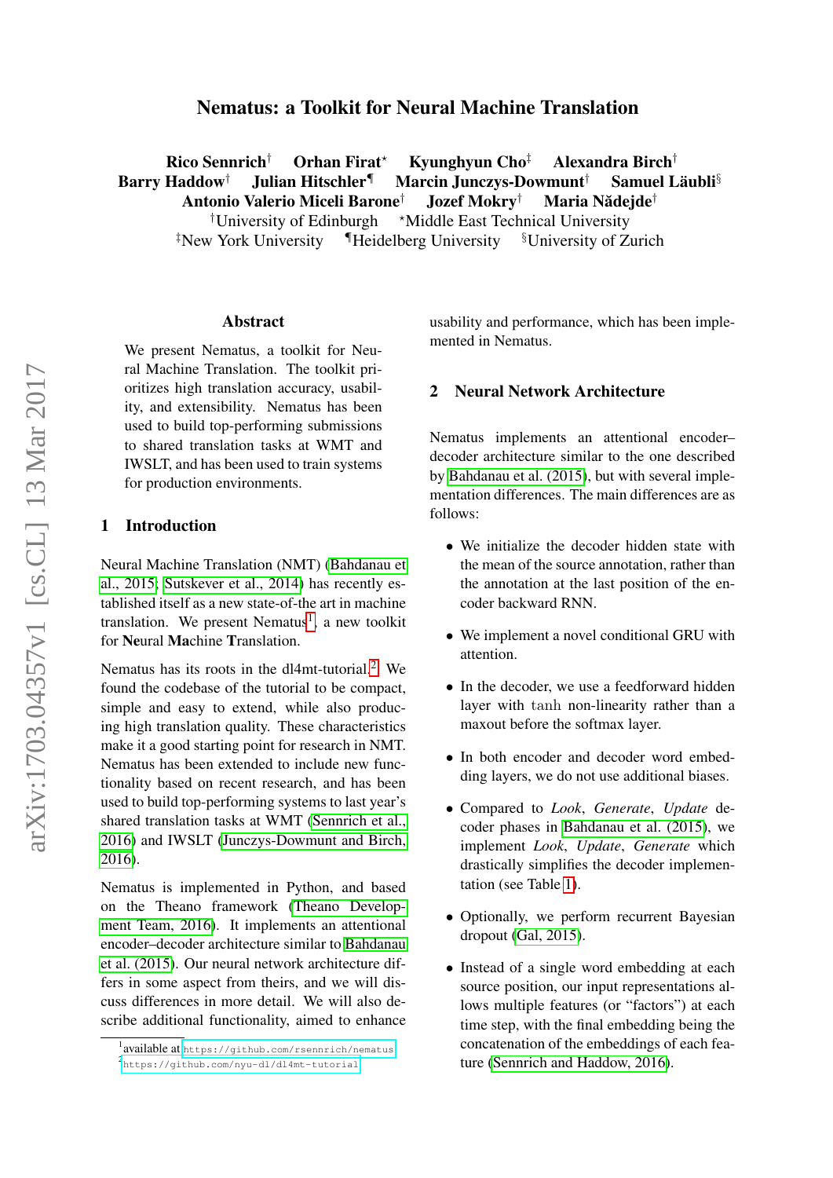# Nematus: a Toolkit for Neural Machine Translation

**Rico Sennrich**[†] **Orhan Firat**[⋆] **Kyunghyun Cho**[‡] **Alexandra Birch**[†]
**Barry Haddow**[†] **Julian Hitschler**[¶] **Marcin Junczys-Dowmunt**[†] **Samuel Läubli**[§]
**Antonio Valerio Miceli Barone**[†] **Jozef Mokry**[†] **Maria Nădejde**[†]

[†]University of Edinburgh [⋆]Middle East Technical University
[‡]New York University [¶]Heidelberg University [§]University of Zurich

## Abstract

We present Nematus, a toolkit for Neural Machine Translation. The toolkit prioritizes high translation accuracy, usability, and extensibility. Nematus has been used to build top-performing submissions to shared translation tasks at WMT and IWSLT, and has been used to train systems for production environments.

## 1 Introduction

Neural Machine Translation (NMT) (Bahdanau et al., 2015; Sutskever et al., 2014) has recently established itself as a new state-of-the art in machine translation. We present Nematus[1], a new toolkit for **Ne**ural **Ma**chine **T**ranslation.

Nematus has its roots in the dl4mt-tutorial.[2] We found the codebase of the tutorial to be compact, simple and easy to extend, while also producing high translation quality. These characteristics make it a good starting point for research in NMT. Nematus has been extended to include new functionality based on recent research, and has been used to build top-performing systems to last year's shared translation tasks at WMT (Sennrich et al., 2016) and IWSLT (Junczys-Dowmunt and Birch, 2016).

Nematus is implemented in Python, and based on the Theano framework (Theano Development Team, 2016). It implements an attentional encoder–decoder architecture similar to Bahdanau et al. (2015). Our neural network architecture differs in some aspect from theirs, and we will discuss differences in more detail. We will also describe additional functionality, aimed to enhance usability and performance, which has been implemented in Nematus.

## 2 Neural Network Architecture

Nematus implements an attentional encoder–decoder architecture similar to the one described by Bahdanau et al. (2015), but with several implementation differences. The main differences are as follows:

- We initialize the decoder hidden state with the mean of the source annotation, rather than the annotation at the last position of the encoder backward RNN.
- We implement a novel conditional GRU with attention.
- In the decoder, we use a feedforward hidden layer with $\tanh$ non-linearity rather than a maxout before the softmax layer.
- In both encoder and decoder word embedding layers, we do not use additional biases.
- Compared to *Look*, *Generate*, *Update* decoder phases in Bahdanau et al. (2015), we implement *Look*, *Update*, *Generate* which drastically simplifies the decoder implementation (see Table 1).
- Optionally, we perform recurrent Bayesian dropout (Gal, 2015).
- Instead of a single word embedding at each source position, our input representations allows multiple features (or "factors") at each time step, with the final embedding being the concatenation of the embeddings of each feature (Sennrich and Haddow, 2016).

[1]available at https://github.com/rsennrich/nematus

[2]https://github.com/nyu-dl/dl4mt-tutorial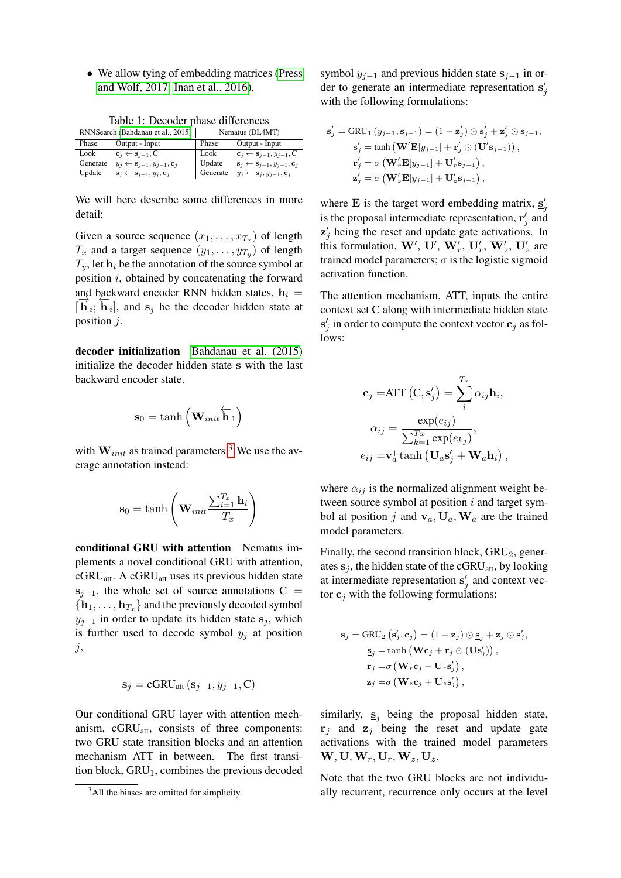- We allow tying of embedding matrices (Press and Wolf, 2017; Inan et al., 2016).

Table 1: Decoder phase differences

| RNNSearch (Bahdanau et al., 2015) | | Nematus (DL4MT) | |
|---|---|---|---|
| Phase | Output - Input | Phase | Output - Input |
| Look | $\mathbf{c}_j \leftarrow \mathbf{s}_{j-1}, \mathrm{C}$ | Look | $\mathbf{c}_j \leftarrow \mathbf{s}_{j-1}, y_{j-1}, \mathrm{C}$ |
| Generate | $y_j \leftarrow \mathbf{s}_{j-1}, y_{j-1}, \mathbf{c}_j$ | Update | $\mathbf{s}_j \leftarrow \mathbf{s}_{j-1}, y_{j-1}, \mathbf{c}_j$ |
| Update | $\mathbf{s}_j \leftarrow \mathbf{s}_{j-1}, y_j, \mathbf{c}_j$ | Generate | $y_j \leftarrow \mathbf{s}_j, y_{j-1}, \mathbf{c}_j$ |

We will here describe some differences in more detail:

Given a source sequence $(x_1, \ldots, x_{T_x})$ of length $T_x$ and a target sequence $(y_1, \ldots, y_{T_y})$ of length $T_y$, let $\mathbf{h}_i$ be the annotation of the source symbol at position $i$, obtained by concatenating the forward and backward encoder RNN hidden states, $\mathbf{h}_i = [\overrightarrow{\mathbf{h}}_i; \overleftarrow{\mathbf{h}}_i]$, and $\mathbf{s}_j$ be the decoder hidden state at position $j$.

**decoder initialization** Bahdanau et al. (2015) initialize the decoder hidden state $\mathbf{s}$ with the last backward encoder state.

$$\mathbf{s}_0 = \tanh\left(\mathbf{W}_{init} \overleftarrow{\mathbf{h}}_1\right)$$

with $\mathbf{W}_{init}$ as trained parameters.[3] We use the average annotation instead:

$$\mathbf{s}_0 = \tanh\left(\mathbf{W}_{init} \frac{\sum_{i=1}^{T_x} \mathbf{h}_i}{T_x}\right)$$

**conditional GRU with attention** Nematus implements a novel conditional GRU with attention, cGRU$_{\text{att}}$. A cGRU$_{\text{att}}$ uses its previous hidden state $\mathbf{s}_{j-1}$, the whole set of source annotations $\mathrm{C} = \{\mathbf{h}_1, \ldots, \mathbf{h}_{T_x}\}$ and the previously decoded symbol $y_{j-1}$ in order to update its hidden state $\mathbf{s}_j$, which is further used to decode symbol $y_j$ at position $j$,

$$\mathbf{s}_j = \text{cGRU}_{\text{att}}\left(\mathbf{s}_{j-1}, y_{j-1}, \mathrm{C}\right)$$

Our conditional GRU layer with attention mechanism, cGRU$_{\text{att}}$, consists of three components: two GRU state transition blocks and an attention mechanism ATT in between. The first transition block, GRU$_1$, combines the previous decoded symbol $y_{j-1}$ and previous hidden state $\mathbf{s}_{j-1}$ in order to generate an intermediate representation $\mathbf{s}'_j$ with the following formulations:

$$
\begin{aligned}
\mathbf{s}'_j &= \text{GRU}_1\left(y_{j-1}, \mathbf{s}_{j-1}\right) = (1 - \mathbf{z}'_j) \odot \underline{\mathbf{s}}'_j + \mathbf{z}'_j \odot \mathbf{s}_{j-1}, \\
\underline{\mathbf{s}}'_j &= \tanh\left(\mathbf{W}'\mathbf{E}[y_{j-1}] + \mathbf{r}'_j \odot (\mathbf{U}'\mathbf{s}_{j-1})\right), \\
\mathbf{r}'_j &= \sigma\left(\mathbf{W}'_r\mathbf{E}[y_{j-1}] + \mathbf{U}'_r\mathbf{s}_{j-1}\right), \\
\mathbf{z}'_j &= \sigma\left(\mathbf{W}'_z\mathbf{E}[y_{j-1}] + \mathbf{U}'_z\mathbf{s}_{j-1}\right),
\end{aligned}
$$

where $\mathbf{E}$ is the target word embedding matrix, $\underline{\mathbf{s}}'_j$ is the proposal intermediate representation, $\mathbf{r}'_j$ and $\mathbf{z}'_j$ being the reset and update gate activations. In this formulation, $\mathbf{W}'$, $\mathbf{U}'$, $\mathbf{W}'_r$, $\mathbf{U}'_r$, $\mathbf{W}'_z$, $\mathbf{U}'_z$ are trained model parameters; $\sigma$ is the logistic sigmoid activation function.

The attention mechanism, ATT, inputs the entire context set C along with intermediate hidden state $\mathbf{s}'_j$ in order to compute the context vector $\mathbf{c}_j$ as follows:

$$
\begin{aligned}
\mathbf{c}_j &= \text{ATT}\left(\mathrm{C}, \mathbf{s}'_j\right) = \sum_{i}^{T_x} \alpha_{ij}\mathbf{h}_i, \\
\alpha_{ij} &= \frac{\exp(e_{ij})}{\sum_{k=1}^{Tx}\exp(e_{kj})}, \\
e_{ij} &= \mathbf{v}_a^\intercal \tanh\left(\mathbf{U}_a\mathbf{s}'_j + \mathbf{W}_a\mathbf{h}_i\right),
\end{aligned}
$$

where $\alpha_{ij}$ is the normalized alignment weight between source symbol at position $i$ and target symbol at position $j$ and $\mathbf{v}_a, \mathbf{U}_a, \mathbf{W}_a$ are the trained model parameters.

Finally, the second transition block, GRU$_2$, generates $\mathbf{s}_j$, the hidden state of the cGRU$_{\text{att}}$, by looking at intermediate representation $\mathbf{s}'_j$ and context vector $\mathbf{c}_j$ with the following formulations:

$$
\begin{aligned}
\mathbf{s}_j &= \text{GRU}_2\left(\mathbf{s}'_j, \mathbf{c}_j\right) = (1 - \mathbf{z}_j) \odot \underline{\mathbf{s}}_j + \mathbf{z}_j \odot \mathbf{s}'_j, \\
\underline{\mathbf{s}}_j &= \tanh\left(\mathbf{W}\mathbf{c}_j + \mathbf{r}_j \odot (\mathbf{U}\mathbf{s}'_j)\right), \\
\mathbf{r}_j &= \sigma\left(\mathbf{W}_r\mathbf{c}_j + \mathbf{U}_r\mathbf{s}'_j\right), \\
\mathbf{z}_j &= \sigma\left(\mathbf{W}_z\mathbf{c}_j + \mathbf{U}_z\mathbf{s}'_j\right),
\end{aligned}
$$

similarly, $\underline{\mathbf{s}}_j$ being the proposal hidden state, $\mathbf{r}_j$ and $\mathbf{z}_j$ being the reset and update gate activations with the trained model parameters $\mathbf{W}, \mathbf{U}, \mathbf{W}_r, \mathbf{U}_r, \mathbf{W}_z, \mathbf{U}_z$.

Note that the two GRU blocks are not individually recurrent, recurrence only occurs at the level

[3] All the biases are omitted for simplicity.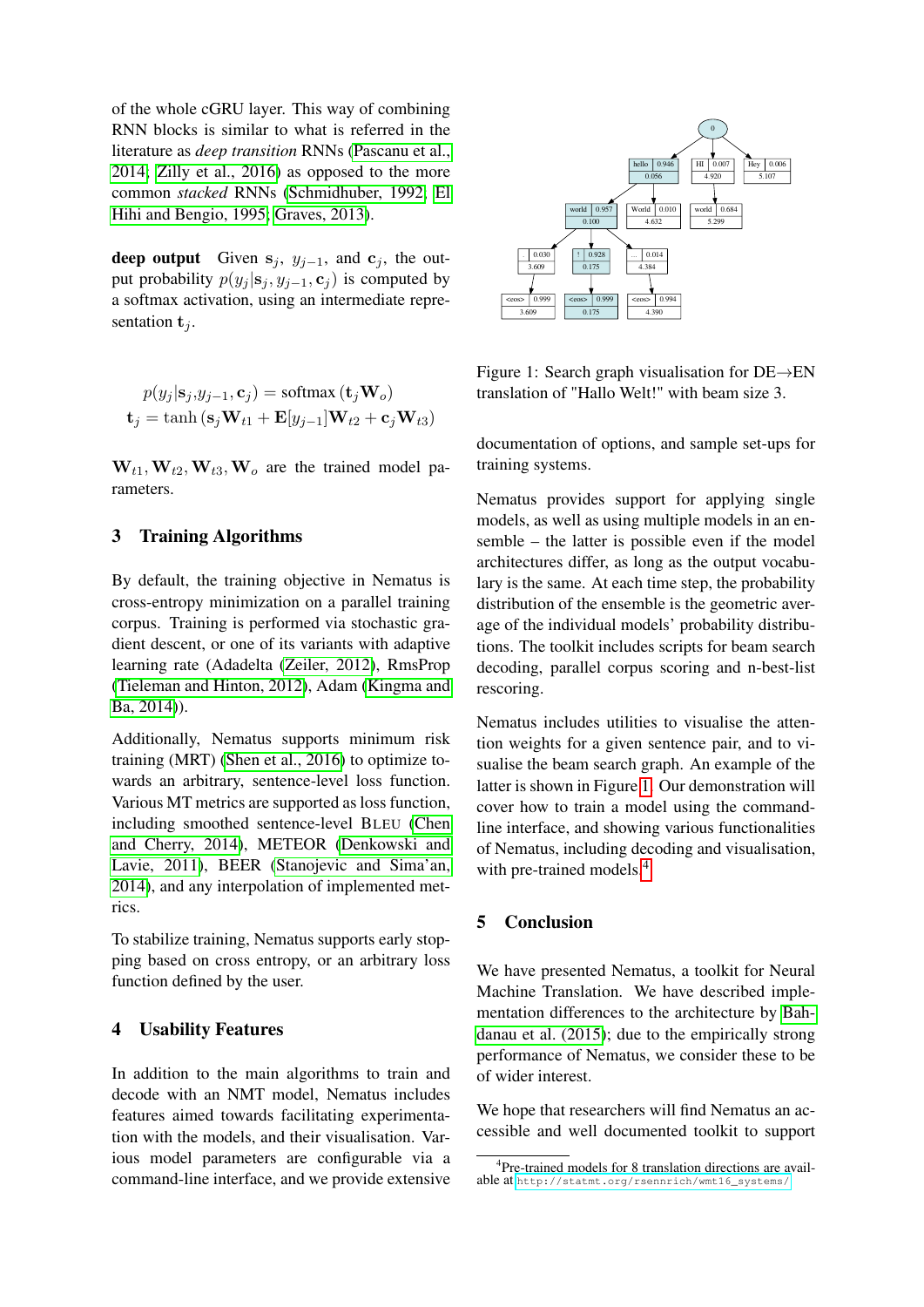of the whole cGRU layer. This way of combining RNN blocks is similar to what is referred in the literature as *deep transition* RNNs (Pascanu et al., 2014; Zilly et al., 2016) as opposed to the more common *stacked* RNNs (Schmidhuber, 1992; El Hihi and Bengio, 1995; Graves, 2013).

**deep output** Given $\mathbf{s}_j$, $y_{j-1}$, and $\mathbf{c}_j$, the output probability $p(y_j|\mathbf{s}_j, y_{j-1}, \mathbf{c}_j)$ is computed by a softmax activation, using an intermediate representation $\mathbf{t}_j$.

$$
\begin{aligned}
p(y_j|\mathbf{s}_j, y_{j-1}, \mathbf{c}_j) &= \text{softmax}\left(\mathbf{t}_j \mathbf{W}_o\right) \\
\mathbf{t}_j &= \tanh\left(\mathbf{s}_j \mathbf{W}_{t1} + \mathbf{E}[y_{j-1}]\mathbf{W}_{t2} + \mathbf{c}_j \mathbf{W}_{t3}\right)
\end{aligned}
$$

$\mathbf{W}_{t1}, \mathbf{W}_{t2}, \mathbf{W}_{t3}, \mathbf{W}_o$ are the trained model parameters.

## 3 Training Algorithms

By default, the training objective in Nematus is cross-entropy minimization on a parallel training corpus. Training is performed via stochastic gradient descent, or one of its variants with adaptive learning rate (Adadelta (Zeiler, 2012), RmsProp (Tieleman and Hinton, 2012), Adam (Kingma and Ba, 2014)).

Additionally, Nematus supports minimum risk training (MRT) (Shen et al., 2016) to optimize towards an arbitrary, sentence-level loss function. Various MT metrics are supported as loss function, including smoothed sentence-level BLEU (Chen and Cherry, 2014), METEOR (Denkowski and Lavie, 2011), BEER (Stanojevic and Sima'an, 2014), and any interpolation of implemented metrics.

To stabilize training, Nematus supports early stopping based on cross entropy, or an arbitrary loss function defined by the user.

## 4 Usability Features

In addition to the main algorithms to train and decode with an NMT model, Nematus includes features aimed towards facilitating experimentation with the models, and their visualisation. Various model parameters are configurable via a command-line interface, and we provide extensive documentation of options, and sample set-ups for training systems.

Figure 1: Search graph visualisation for DE→EN translation of "Hallo Welt!" with beam size 3.

Nematus provides support for applying single models, as well as using multiple models in an ensemble – the latter is possible even if the model architectures differ, as long as the output vocabulary is the same. At each time step, the probability distribution of the ensemble is the geometric average of the individual models' probability distributions. The toolkit includes scripts for beam search decoding, parallel corpus scoring and n-best-list rescoring.

Nematus includes utilities to visualise the attention weights for a given sentence pair, and to visualise the beam search graph. An example of the latter is shown in Figure 1. Our demonstration will cover how to train a model using the command-line interface, and showing various functionalities of Nematus, including decoding and visualisation, with pre-trained models.[4]

## 5 Conclusion

We have presented Nematus, a toolkit for Neural Machine Translation. We have described implementation differences to the architecture by Bahdanau et al. (2015); due to the empirically strong performance of Nematus, we consider these to be of wider interest.

We hope that researchers will find Nematus an accessible and well documented toolkit to support

[4] Pre-trained models for 8 translation directions are available at http://statmt.org/rsennrich/wmt16_systems/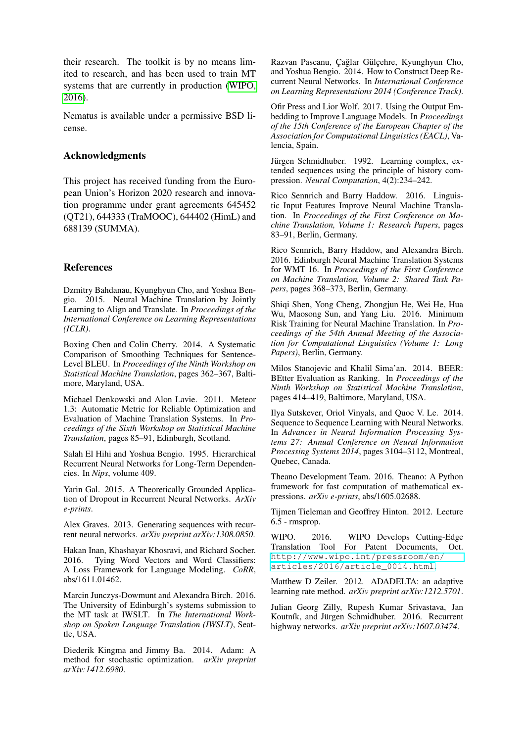their research. The toolkit is by no means limited to research, and has been used to train MT systems that are currently in production (WIPO, 2016).

Nematus is available under a permissive BSD license.

## Acknowledgments

This project has received funding from the European Union's Horizon 2020 research and innovation programme under grant agreements 645452 (QT21), 644333 (TraMOOC), 644402 (HimL) and 688139 (SUMMA).

## References

Dzmitry Bahdanau, Kyunghyun Cho, and Yoshua Bengio. 2015. Neural Machine Translation by Jointly Learning to Align and Translate. In *Proceedings of the International Conference on Learning Representations (ICLR)*.

Boxing Chen and Colin Cherry. 2014. A Systematic Comparison of Smoothing Techniques for Sentence-Level BLEU. In *Proceedings of the Ninth Workshop on Statistical Machine Translation*, pages 362–367, Baltimore, Maryland, USA.

Michael Denkowski and Alon Lavie. 2011. Meteor 1.3: Automatic Metric for Reliable Optimization and Evaluation of Machine Translation Systems. In *Proceedings of the Sixth Workshop on Statistical Machine Translation*, pages 85–91, Edinburgh, Scotland.

Salah El Hihi and Yoshua Bengio. 1995. Hierarchical Recurrent Neural Networks for Long-Term Dependencies. In *Nips*, volume 409.

Yarin Gal. 2015. A Theoretically Grounded Application of Dropout in Recurrent Neural Networks. *ArXiv e-prints*.

Alex Graves. 2013. Generating sequences with recurrent neural networks. *arXiv preprint arXiv:1308.0850*.

Hakan Inan, Khashayar Khosravi, and Richard Socher. 2016. Tying Word Vectors and Word Classifiers: A Loss Framework for Language Modeling. *CoRR*, abs/1611.01462.

Marcin Junczys-Dowmunt and Alexandra Birch. 2016. The University of Edinburgh's systems submission to the MT task at IWSLT. In *The International Workshop on Spoken Language Translation (IWSLT)*, Seattle, USA.

Diederik Kingma and Jimmy Ba. 2014. Adam: A method for stochastic optimization. *arXiv preprint arXiv:1412.6980*.

Razvan Pascanu, Çağlar Gülçehre, Kyunghyun Cho, and Yoshua Bengio. 2014. How to Construct Deep Recurrent Neural Networks. In *International Conference on Learning Representations 2014 (Conference Track)*.

Ofir Press and Lior Wolf. 2017. Using the Output Embedding to Improve Language Models. In *Proceedings of the 15th Conference of the European Chapter of the Association for Computational Linguistics (EACL)*, Valencia, Spain.

Jürgen Schmidhuber. 1992. Learning complex, extended sequences using the principle of history compression. *Neural Computation*, 4(2):234–242.

Rico Sennrich and Barry Haddow. 2016. Linguistic Input Features Improve Neural Machine Translation. In *Proceedings of the First Conference on Machine Translation, Volume 1: Research Papers*, pages 83–91, Berlin, Germany.

Rico Sennrich, Barry Haddow, and Alexandra Birch. 2016. Edinburgh Neural Machine Translation Systems for WMT 16. In *Proceedings of the First Conference on Machine Translation, Volume 2: Shared Task Papers*, pages 368–373, Berlin, Germany.

Shiqi Shen, Yong Cheng, Zhongjun He, Wei He, Hua Wu, Maosong Sun, and Yang Liu. 2016. Minimum Risk Training for Neural Machine Translation. In *Proceedings of the 54th Annual Meeting of the Association for Computational Linguistics (Volume 1: Long Papers)*, Berlin, Germany.

Milos Stanojevic and Khalil Sima'an. 2014. BEER: BEtter Evaluation as Ranking. In *Proceedings of the Ninth Workshop on Statistical Machine Translation*, pages 414–419, Baltimore, Maryland, USA.

Ilya Sutskever, Oriol Vinyals, and Quoc V. Le. 2014. Sequence to Sequence Learning with Neural Networks. In *Advances in Neural Information Processing Systems 27: Annual Conference on Neural Information Processing Systems 2014*, pages 3104–3112, Montreal, Quebec, Canada.

Theano Development Team. 2016. Theano: A Python framework for fast computation of mathematical expressions. *arXiv e-prints*, abs/1605.02688.

Tijmen Tieleman and Geoffrey Hinton. 2012. Lecture 6.5 - rmsprop.

WIPO. 2016. WIPO Develops Cutting-Edge Translation Tool For Patent Documents, Oct. http://www.wipo.int/pressroom/en/articles/2016/article_0014.html.

Matthew D Zeiler. 2012. ADADELTA: an adaptive learning rate method. *arXiv preprint arXiv:1212.5701*.

Julian Georg Zilly, Rupesh Kumar Srivastava, Jan Koutník, and Jürgen Schmidhuber. 2016. Recurrent highway networks. *arXiv preprint arXiv:1607.03474*.